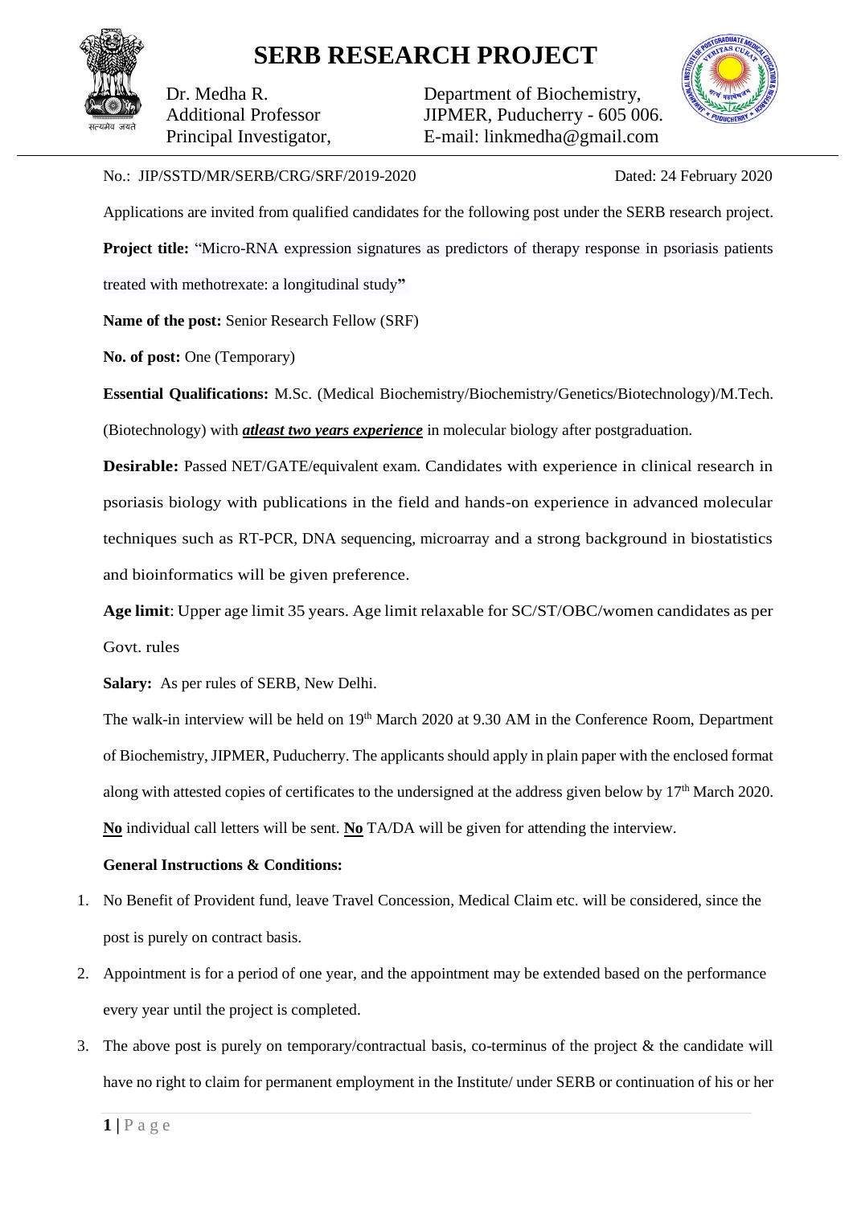# SERB RESEARCH PROJECT

Dr. Medha R.
Additional Professor
Principal Investigator,

Department of Biochemistry,
JIPMER, Puducherry - 605 006.
E-mail: linkmedha@gmail.com

No.: JIP/SSTD/MR/SERB/CRG/SRF/2019-2020 Dated: 24 February 2020

Applications are invited from qualified candidates for the following post under the SERB research project.

**Project title:** "Micro-RNA expression signatures as predictors of therapy response in psoriasis patients treated with methotrexate: a longitudinal study**"**

**Name of the post:** Senior Research Fellow (SRF)

**No. of post:** One (Temporary)

**Essential Qualifications:** M.Sc. (Medical Biochemistry/Biochemistry/Genetics/Biotechnology)/M.Tech. (Biotechnology) with ***atleast two years experience*** in molecular biology after postgraduation.

**Desirable:** Passed NET/GATE/equivalent exam. Candidates with experience in clinical research in psoriasis biology with publications in the field and hands-on experience in advanced molecular techniques such as RT-PCR, DNA sequencing, microarray and a strong background in biostatistics and bioinformatics will be given preference.

**Age limit**: Upper age limit 35 years. Age limit relaxable for SC/ST/OBC/women candidates as per Govt. rules

**Salary:** As per rules of SERB, New Delhi.

The walk-in interview will be held on 19th March 2020 at 9.30 AM in the Conference Room, Department of Biochemistry, JIPMER, Puducherry. The applicants should apply in plain paper with the enclosed format along with attested copies of certificates to the undersigned at the address given below by 17th March 2020. **No** individual call letters will be sent. **No** TA/DA will be given for attending the interview.

**General Instructions & Conditions:**

1. No Benefit of Provident fund, leave Travel Concession, Medical Claim etc. will be considered, since the post is purely on contract basis.
2. Appointment is for a period of one year, and the appointment may be extended based on the performance every year until the project is completed.
3. The above post is purely on temporary/contractual basis, co-terminus of the project & the candidate will have no right to claim for permanent employment in the Institute/ under SERB or continuation of his or her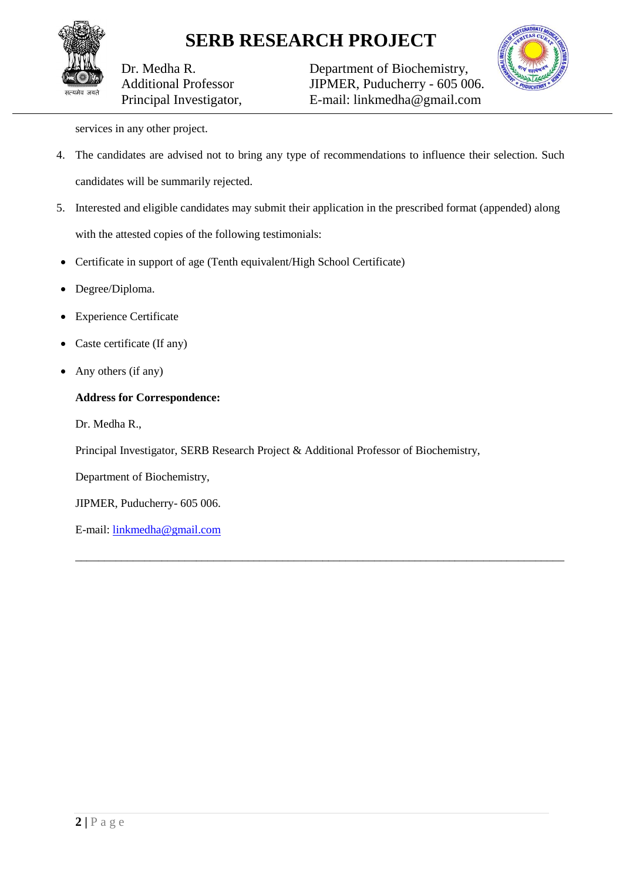services in any other project.

4. The candidates are advised not to bring any type of recommendations to influence their selection. Such candidates will be summarily rejected.

5. Interested and eligible candidates may submit their application in the prescribed format (appended) along with the attested copies of the following testimonials:

- Certificate in support of age (Tenth equivalent/High School Certificate)
- Degree/Diploma.
- Experience Certificate
- Caste certificate (If any)
- Any others (if any)

**Address for Correspondence:**

Dr. Medha R.,

Principal Investigator, SERB Research Project & Additional Professor of Biochemistry,

Department of Biochemistry,

JIPMER, Puducherry- 605 006.

E-mail: linkmedha@gmail.com

---